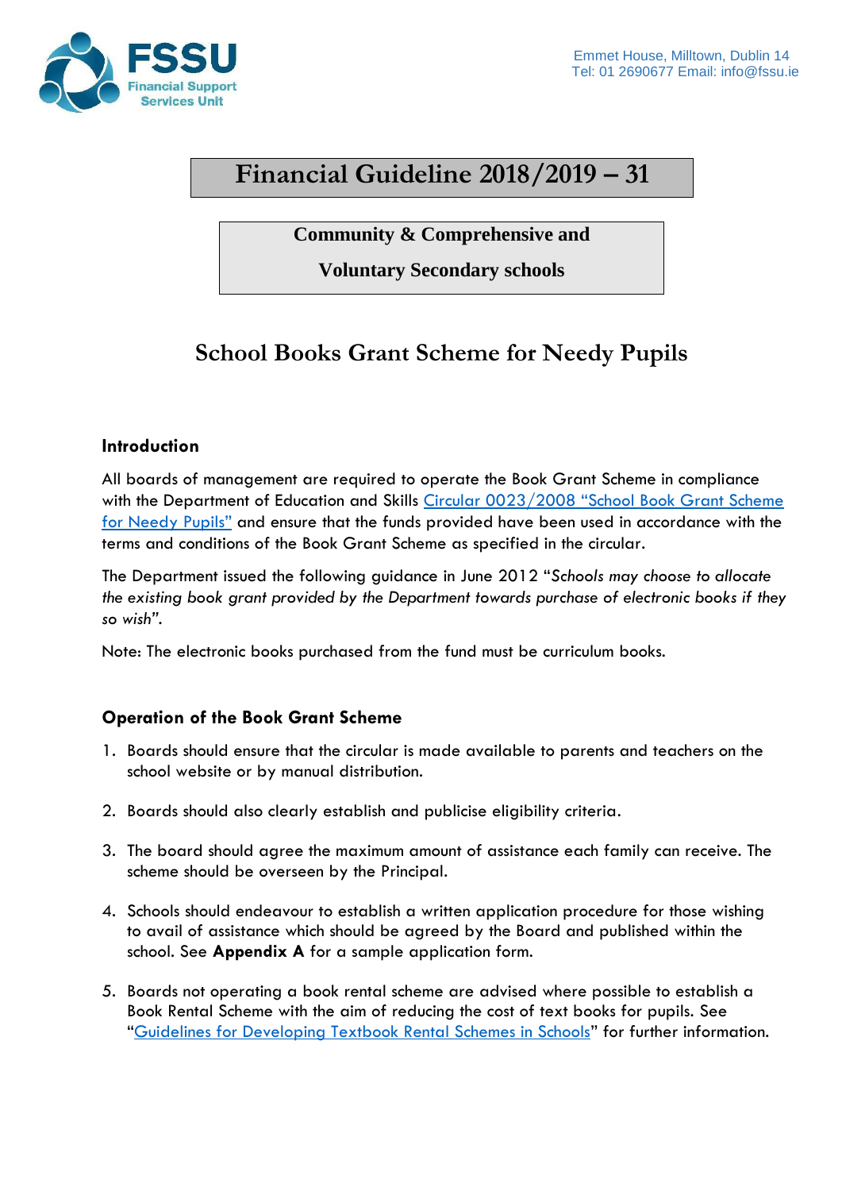FSSU

Financial Support Services Unit

Emmet House, Milltown, Dublin 14
Tel: 01 2690677 Email: info@fssu.ie

# Financial Guideline 2018/2019 – 31

**Community & Comprehensive and**

**Voluntary Secondary schools**

## School Books Grant Scheme for Needy Pupils

### Introduction

All boards of management are required to operate the Book Grant Scheme in compliance with the Department of Education and Skills Circular 0023/2008 "School Book Grant Scheme for Needy Pupils" and ensure that the funds provided have been used in accordance with the terms and conditions of the Book Grant Scheme as specified in the circular.

The Department issued the following guidance in June 2012 "*Schools may choose to allocate the existing book grant provided by the Department towards purchase of electronic books if they so wish*".

Note: The electronic books purchased from the fund must be curriculum books.

### Operation of the Book Grant Scheme

1. Boards should ensure that the circular is made available to parents and teachers on the school website or by manual distribution.

2. Boards should also clearly establish and publicise eligibility criteria.

3. The board should agree the maximum amount of assistance each family can receive. The scheme should be overseen by the Principal.

4. Schools should endeavour to establish a written application procedure for those wishing to avail of assistance which should be agreed by the Board and published within the school. See **Appendix A** for a sample application form.

5. Boards not operating a book rental scheme are advised where possible to establish a Book Rental Scheme with the aim of reducing the cost of text books for pupils. See "Guidelines for Developing Textbook Rental Schemes in Schools" for further information.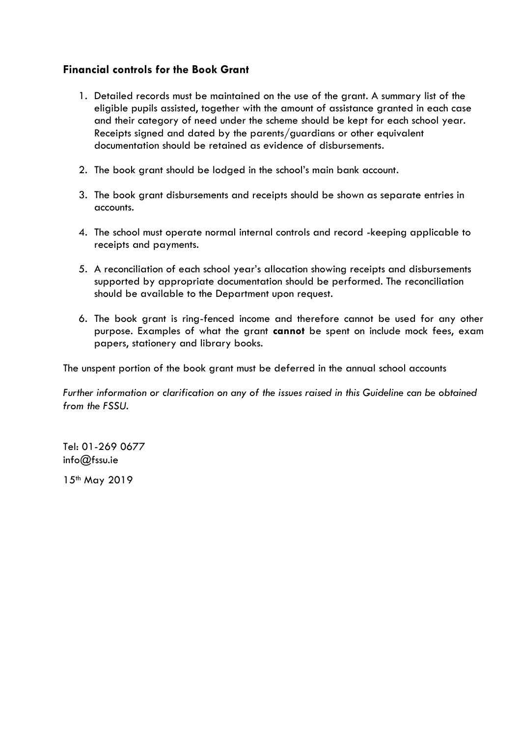### Financial controls for the Book Grant

1. Detailed records must be maintained on the use of the grant. A summary list of the eligible pupils assisted, together with the amount of assistance granted in each case and their category of need under the scheme should be kept for each school year. Receipts signed and dated by the parents/guardians or other equivalent documentation should be retained as evidence of disbursements.

2. The book grant should be lodged in the school's main bank account.

3. The book grant disbursements and receipts should be shown as separate entries in accounts.

4. The school must operate normal internal controls and record -keeping applicable to receipts and payments.

5. A reconciliation of each school year's allocation showing receipts and disbursements supported by appropriate documentation should be performed. The reconciliation should be available to the Department upon request.

6. The book grant is ring-fenced income and therefore cannot be used for any other purpose. Examples of what the grant **cannot** be spent on include mock fees, exam papers, stationery and library books.

The unspent portion of the book grant must be deferred in the annual school accounts

*Further information or clarification on any of the issues raised in this Guideline can be obtained from the FSSU.*

Tel: 01-269 0677
info@fssu.ie

15th May 2019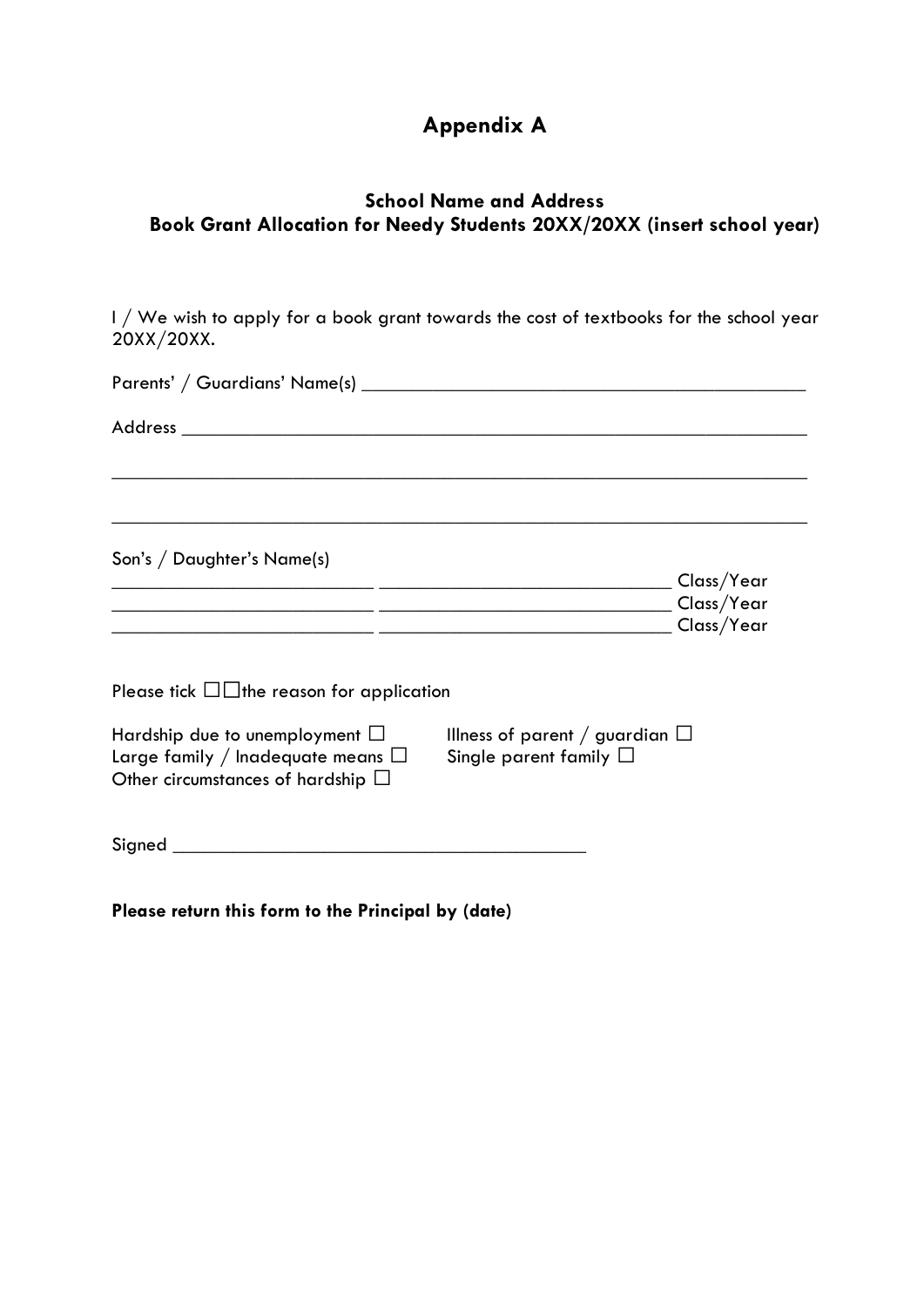# Appendix A

### School Name and Address
### Book Grant Allocation for Needy Students 20XX/20XX (insert school year)

I / We wish to apply for a book grant towards the cost of textbooks for the school year 20XX/20XX.

Parents' / Guardians' Name(s) _____________________________________________

Address ___________________________________________________________

___________________________________________________________________

___________________________________________________________________

Son's / Daughter's Name(s)

_________________________ ___________________________ Class/Year
_________________________ ___________________________ Class/Year
_________________________ ___________________________ Class/Year

Please tick ☐☐the reason for application

Hardship due to unemployment ☐  Illness of parent / guardian ☐
Large family / Inadequate means ☐  Single parent family ☐
Other circumstances of hardship ☐

Signed _______________________________________

**Please return this form to the Principal by (date)**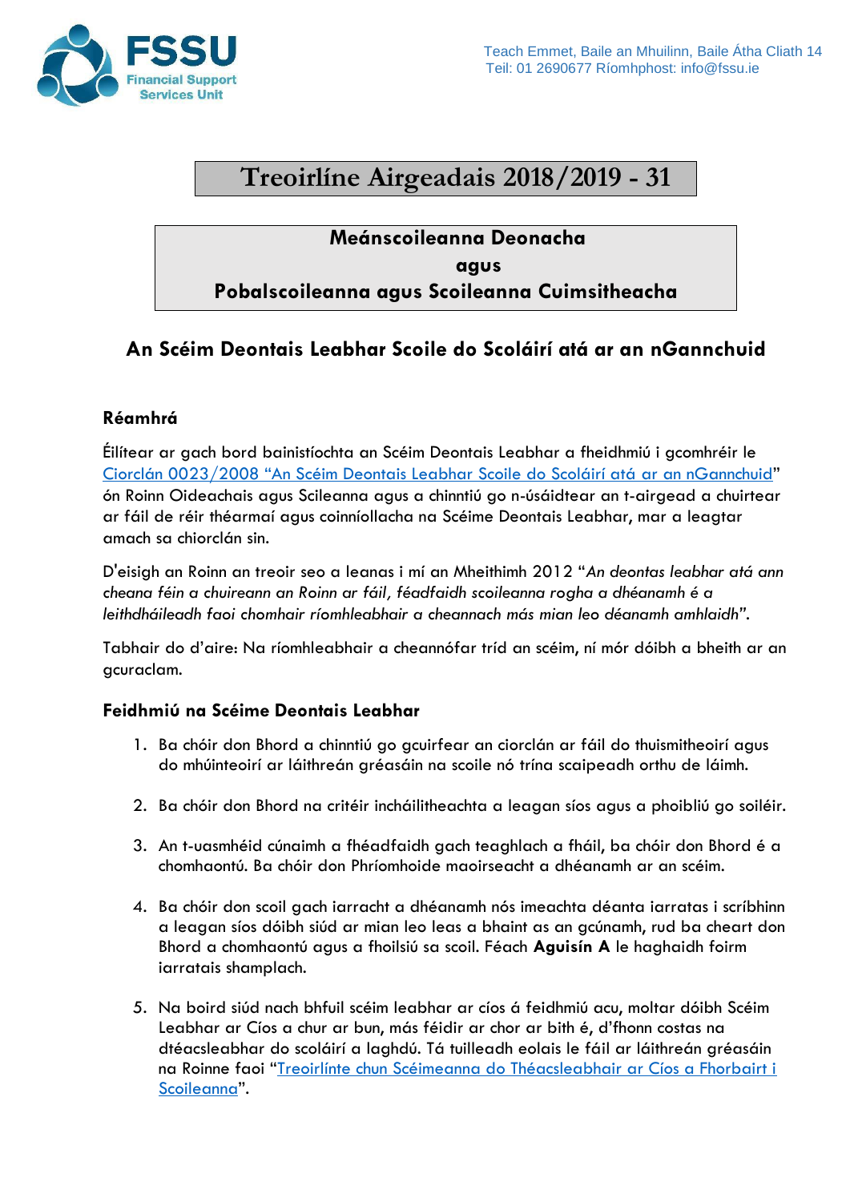# Treoirlíne Airgeadais 2018/2019 - 31

**Meánscoileanna Deonacha**
**agus**
**Pobalscoileanna agus Scoileanna Cuimsitheacha**

## An Scéim Deontais Leabhar Scoile do Scoláirí atá ar an nGannchuid

### Réamhrá

Éilítear ar gach bord bainistíochta an Scéim Deontais Leabhar a fheidhmiú i gcomhréir le Ciorclán 0023/2008 "An Scéim Deontais Leabhar Scoile do Scoláirí atá ar an nGannchuid" ón Roinn Oideachais agus Scileanna agus a chinntiú go n-úsáidtear an t-airgead a chuirtear ar fáil de réir théarmaí agus coinníollacha na Scéime Deontais Leabhar, mar a leagtar amach sa chiorclán sin.

D'eisigh an Roinn an treoir seo a leanas i mí an Mheithimh 2012 "*An deontas leabhar atá ann cheana féin a chuireann an Roinn ar fáil, féadfaidh scoileanna rogha a dhéanamh é a leithdháileadh faoi chomhair ríomhleabhair a cheannach más mian leo déanamh amhlaidh*".

Tabhair do d'aire: Na ríomhleabhair a cheannófar tríd an scéim, ní mór dóibh a bheith ar an gcuraclam.

### Feidhmiú na Scéime Deontais Leabhar

1. Ba chóir don Bhord a chinntiú go gcuirfear an ciorclán ar fáil do thuismitheoirí agus do mhúinteoirí ar láithreán gréasáin na scoile nó trína scaipeadh orthu de láimh.

2. Ba chóir don Bhord na critéir incháilitheachta a leagan síos agus a phoibliú go soiléir.

3. An t-uasmhéid cúnaimh a fhéadfaidh gach teaghlach a fháil, ba chóir don Bhord é a chomhaontú. Ba chóir don Phríomhoide maoirseacht a dhéanamh ar an scéim.

4. Ba chóir don scoil gach iarracht a dhéanamh nós imeachta déanta iarratas i scríbhinn a leagan síos dóibh siúd ar mian leo leas a bhaint as an gcúnamh, rud ba cheart don Bhord a chomhaontú agus a fhoilsiú sa scoil. Féach **Aguisín A** le haghaidh foirm iarratais shamplach.

5. Na boird siúd nach bhfuil scéim leabhar ar cíos á feidhmiú acu, moltar dóibh Scéim Leabhar ar Cíos a chur ar bun, más féidir ar chor ar bith é, d'fhonn costas na dtéacsleabhar do scoláirí a laghdú. Tá tuilleadh eolais le fáil ar láithreán gréasáin na Roinne faoi "Treoirlínte chun Scéimeanna do Théacsleabhair ar Cíos a Fhorbairt i Scoileanna".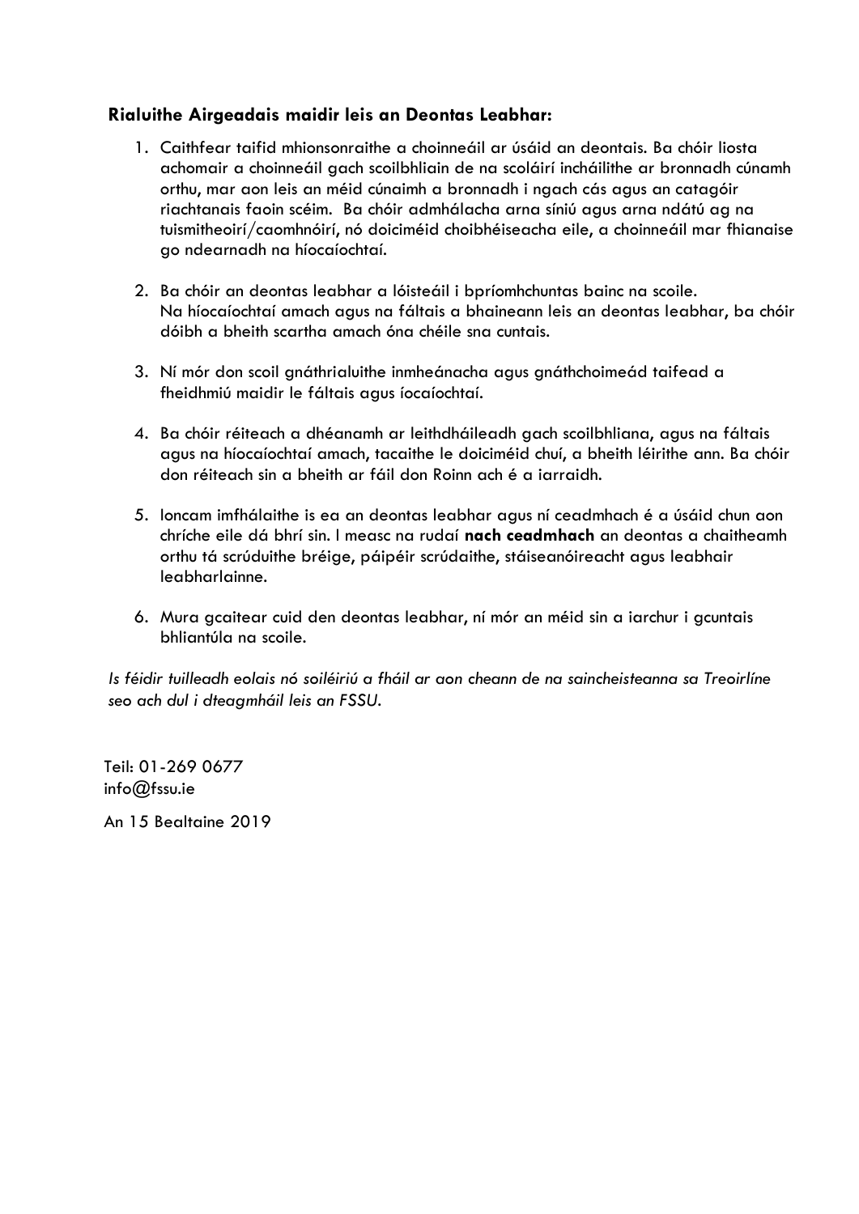**Rialuithe Airgeadais maidir leis an Deontas Leabhar:**

1. Caithfear taifid mhionsonraithe a choinneáil ar úsáid an deontais. Ba chóir liosta achomair a choinneáil gach scoilbhliain de na scoláirí incháilithe ar bronnadh cúnamh orthu, mar aon leis an méid cúnaimh a bronnadh i ngach cás agus an catagóir riachtanais faoin scéim. Ba chóir admhálacha arna síniú agus arna ndátú ag na tuismitheoirí/caomhnóirí, nó doiciméid choibhéiseacha eile, a choinneáil mar fhianaise go ndearnadh na híocaíochtaí.

2. Ba chóir an deontas leabhar a lóisteáil i bpríomhchuntas bainc na scoile. Na híocaíochtaí amach agus na fáltais a bhaineann leis an deontas leabhar, ba chóir dóibh a bheith scartha amach óna chéile sna cuntais.

3. Ní mór don scoil gnáthrialuithe inmheánacha agus gnáthchoimeád taifead a fheidhmiú maidir le fáltais agus íocaíochtaí.

4. Ba chóir réiteach a dhéanamh ar leithdháileadh gach scoilbhliana, agus na fáltais agus na híocaíochtaí amach, tacaithe le doiciméid chuí, a bheith léirithe ann. Ba chóir don réiteach sin a bheith ar fáil don Roinn ach é a iarraidh.

5. Ioncam imfhálaithe is ea an deontas leabhar agus ní ceadmhach é a úsáid chun aon chríche eile dá bhrí sin. I measc na rudaí **nach ceadmhach** an deontas a chaitheamh orthu tá scrúduithe bréige, páipéir scrúdaithe, stáiseanóireacht agus leabhair leabharlainne.

6. Mura gcaitear cuid den deontas leabhar, ní mór an méid sin a iarchur i gcuntais bhliantúla na scoile.

*Is féidir tuilleadh eolais nó soiléiriú a fháil ar aon cheann de na saincheisteanna sa Treoirlíne seo ach dul i dteagmháil leis an FSSU.*

Teil: 01-269 0677
info@fssu.ie

An 15 Bealtaine 2019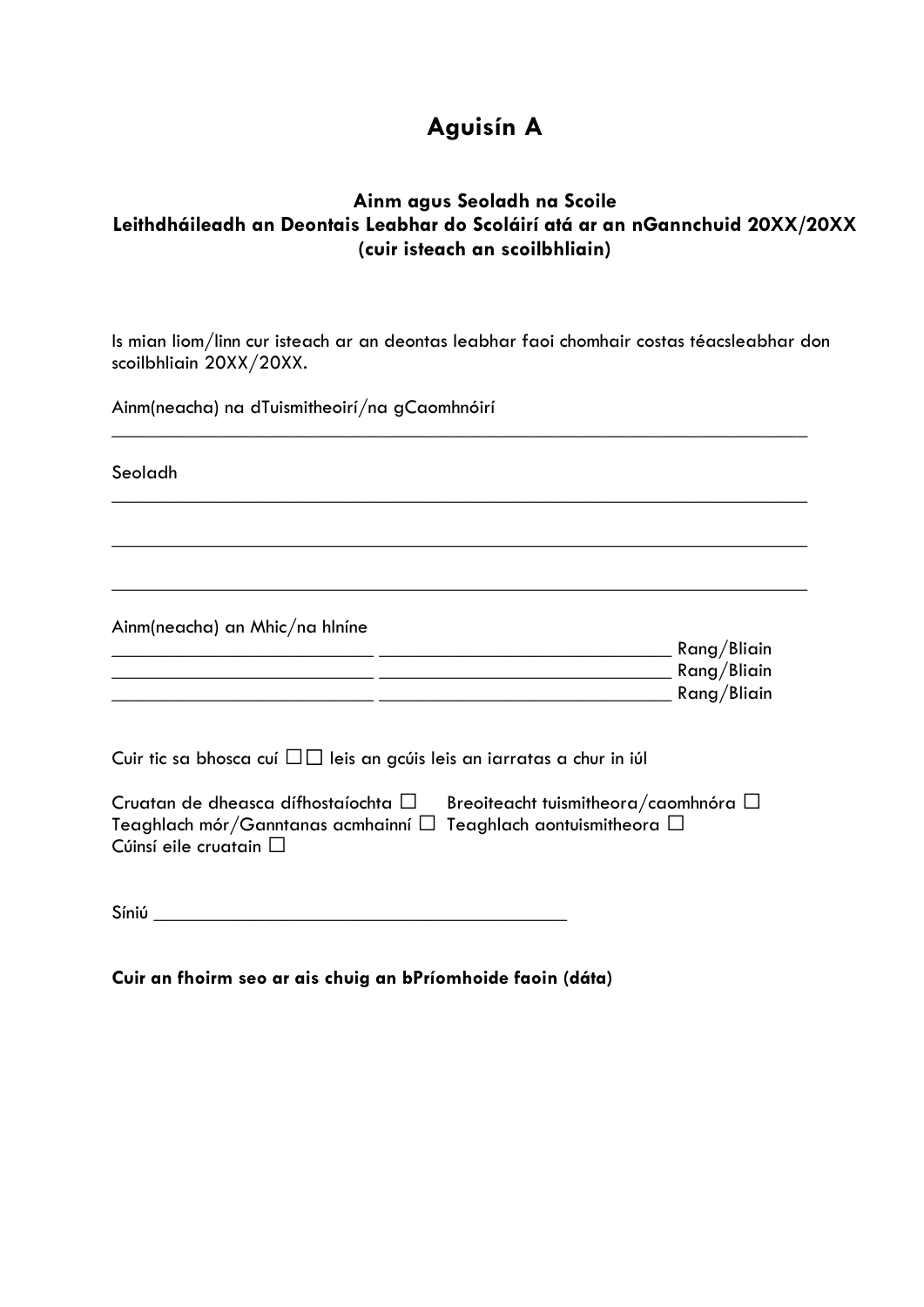# Aguisín A

**Ainm agus Seoladh na Scoile**
**Leithdháileadh an Deontais Leabhar do Scoláirí atá ar an nGannchuid 20XX/20XX**
**(cuir isteach an scoilbhliain)**

Is mian liom/linn cur isteach ar an deontas leabhar faoi chomhair costas téacsleabhar don scoilbhliain 20XX/20XX.

Ainm(neacha) na dTuismitheoirí/na gCaomhnóirí

___________________________________________________________________

Seoladh

___________________________________________________________________

___________________________________________________________________

___________________________________________________________________

Ainm(neacha) an Mhic/na hIníne

_________________________ ___________________________ Rang/Bliain
_________________________ ___________________________ Rang/Bliain
_________________________ ___________________________ Rang/Bliain

Cuir tic sa bhosca cuí ☐☐ leis an gcúis leis an iarratas a chur in iúl

Cruatan de dheasca dífhostaíochta ☐ Breoiteacht tuismitheora/caomhnóra ☐
Teaghlach mór/Ganntanas acmhainní ☐ Teaghlach aontuismitheora ☐
Cúinsí eile cruatain ☐

Síniú ________________________________________

**Cuir an fhoirm seo ar ais chuig an bPríomhoide faoin (dáta)**